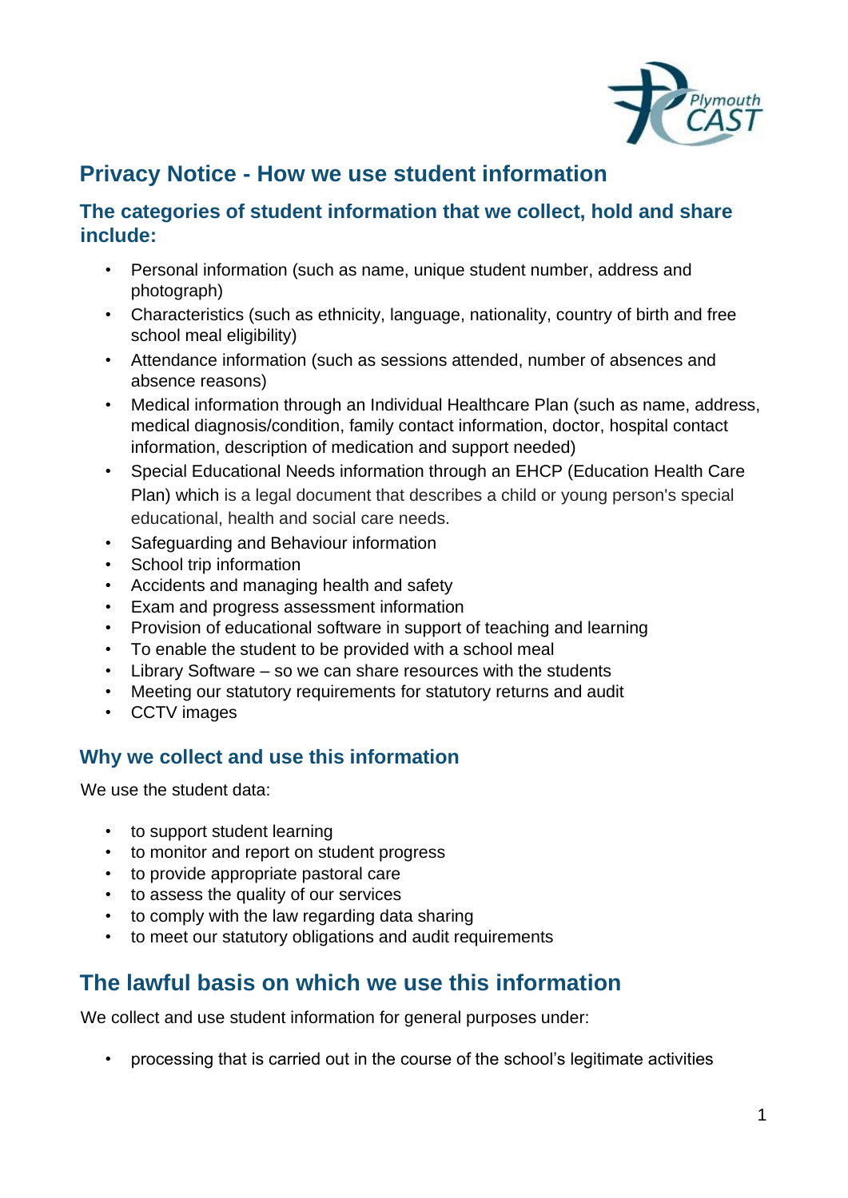# Privacy Notice - How we use student information

## The categories of student information that we collect, hold and share include:

- Personal information (such as name, unique student number, address and photograph)
- Characteristics (such as ethnicity, language, nationality, country of birth and free school meal eligibility)
- Attendance information (such as sessions attended, number of absences and absence reasons)
- Medical information through an Individual Healthcare Plan (such as name, address, medical diagnosis/condition, family contact information, doctor, hospital contact information, description of medication and support needed)
- Special Educational Needs information through an EHCP (Education Health Care Plan) which is a legal document that describes a child or young person's special educational, health and social care needs.
- Safeguarding and Behaviour information
- School trip information
- Accidents and managing health and safety
- Exam and progress assessment information
- Provision of educational software in support of teaching and learning
- To enable the student to be provided with a school meal
- Library Software – so we can share resources with the students
- Meeting our statutory requirements for statutory returns and audit
- CCTV images

## Why we collect and use this information

We use the student data:

- to support student learning
- to monitor and report on student progress
- to provide appropriate pastoral care
- to assess the quality of our services
- to comply with the law regarding data sharing
- to meet our statutory obligations and audit requirements

# The lawful basis on which we use this information

We collect and use student information for general purposes under:

- processing that is carried out in the course of the school's legitimate activities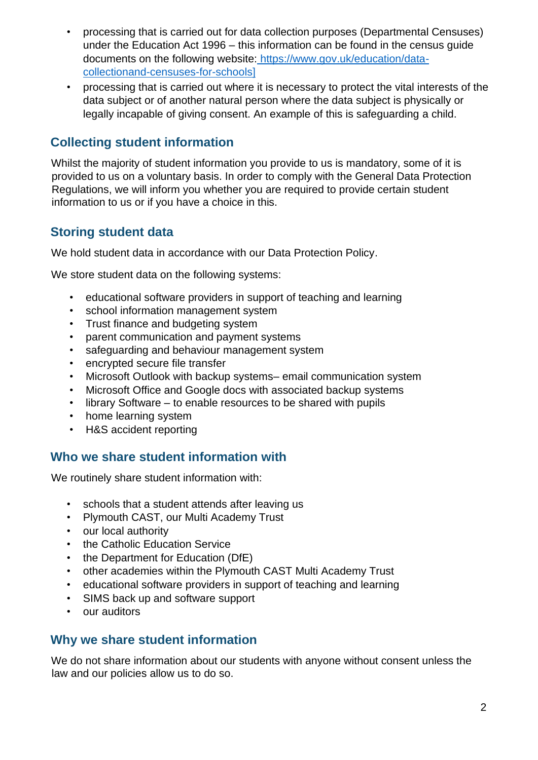- processing that is carried out for data collection purposes (Departmental Censuses) under the Education Act 1996 – this information can be found in the census guide documents on the following website: https://www.gov.uk/education/data-collectionand-censuses-for-schools]
- processing that is carried out where it is necessary to protect the vital interests of the data subject or of another natural person where the data subject is physically or legally incapable of giving consent. An example of this is safeguarding a child.

## Collecting student information

Whilst the majority of student information you provide to us is mandatory, some of it is provided to us on a voluntary basis. In order to comply with the General Data Protection Regulations, we will inform you whether you are required to provide certain student information to us or if you have a choice in this.

## Storing student data

We hold student data in accordance with our Data Protection Policy.

We store student data on the following systems:

- educational software providers in support of teaching and learning
- school information management system
- Trust finance and budgeting system
- parent communication and payment systems
- safeguarding and behaviour management system
- encrypted secure file transfer
- Microsoft Outlook with backup systems– email communication system
- Microsoft Office and Google docs with associated backup systems
- library Software – to enable resources to be shared with pupils
- home learning system
- H&S accident reporting

## Who we share student information with

We routinely share student information with:

- schools that a student attends after leaving us
- Plymouth CAST, our Multi Academy Trust
- our local authority
- the Catholic Education Service
- the Department for Education (DfE)
- other academies within the Plymouth CAST Multi Academy Trust
- educational software providers in support of teaching and learning
- SIMS back up and software support
- our auditors

## Why we share student information

We do not share information about our students with anyone without consent unless the law and our policies allow us to do so.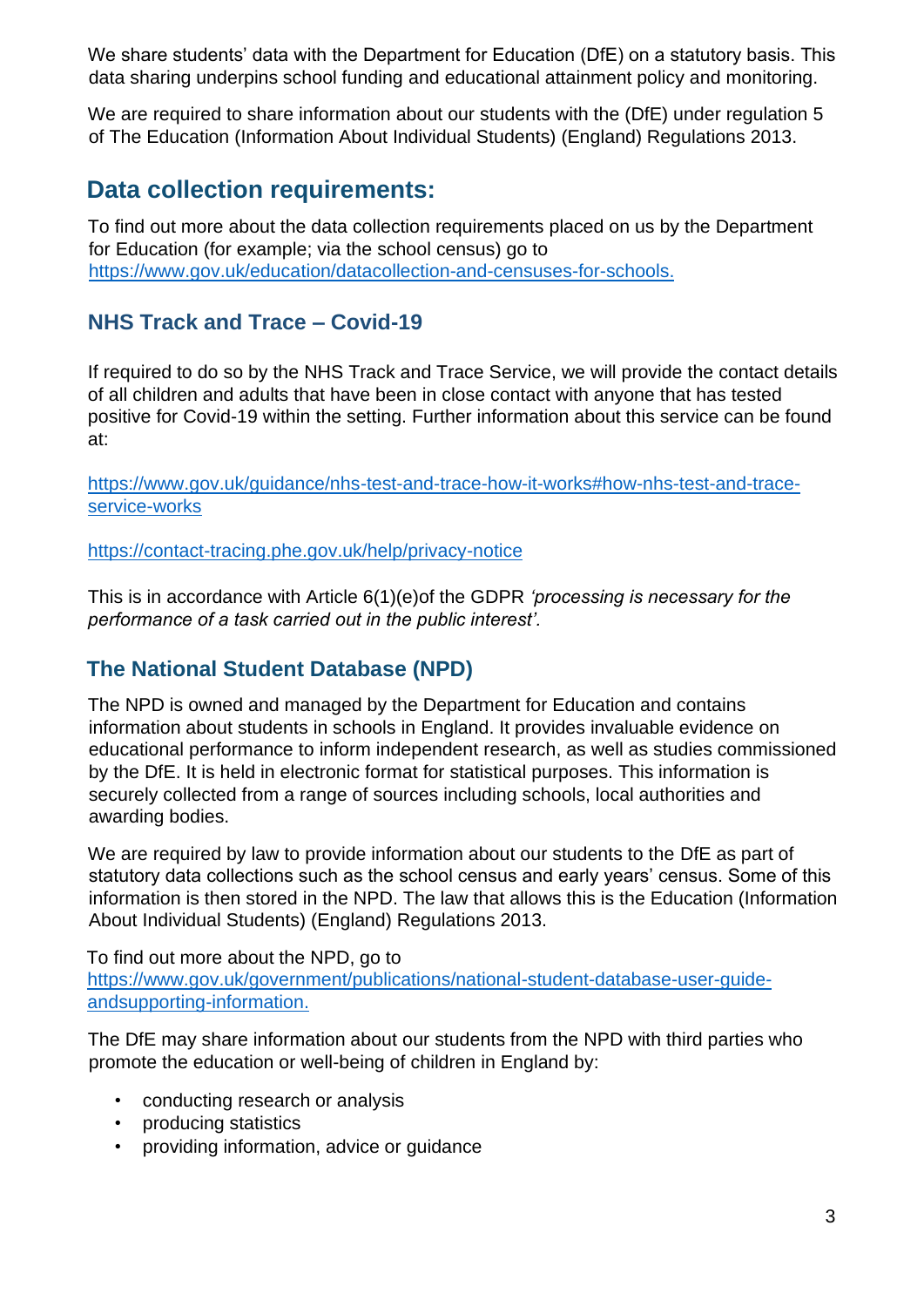We share students' data with the Department for Education (DfE) on a statutory basis. This data sharing underpins school funding and educational attainment policy and monitoring.

We are required to share information about our students with the (DfE) under regulation 5 of The Education (Information About Individual Students) (England) Regulations 2013.

## Data collection requirements:

To find out more about the data collection requirements placed on us by the Department for Education (for example; via the school census) go to https://www.gov.uk/education/datacollection-and-censuses-for-schools.

### NHS Track and Trace – Covid-19

If required to do so by the NHS Track and Trace Service, we will provide the contact details of all children and adults that have been in close contact with anyone that has tested positive for Covid-19 within the setting. Further information about this service can be found at:

https://www.gov.uk/guidance/nhs-test-and-trace-how-it-works#how-nhs-test-and-trace-service-works

https://contact-tracing.phe.gov.uk/help/privacy-notice

This is in accordance with Article 6(1)(e)of the GDPR *'processing is necessary for the performance of a task carried out in the public interest'.*

### The National Student Database (NPD)

The NPD is owned and managed by the Department for Education and contains information about students in schools in England. It provides invaluable evidence on educational performance to inform independent research, as well as studies commissioned by the DfE. It is held in electronic format for statistical purposes. This information is securely collected from a range of sources including schools, local authorities and awarding bodies.

We are required by law to provide information about our students to the DfE as part of statutory data collections such as the school census and early years' census. Some of this information is then stored in the NPD. The law that allows this is the Education (Information About Individual Students) (England) Regulations 2013.

To find out more about the NPD, go to https://www.gov.uk/government/publications/national-student-database-user-guide-andsupporting-information.

The DfE may share information about our students from the NPD with third parties who promote the education or well-being of children in England by:

- conducting research or analysis
- producing statistics
- providing information, advice or guidance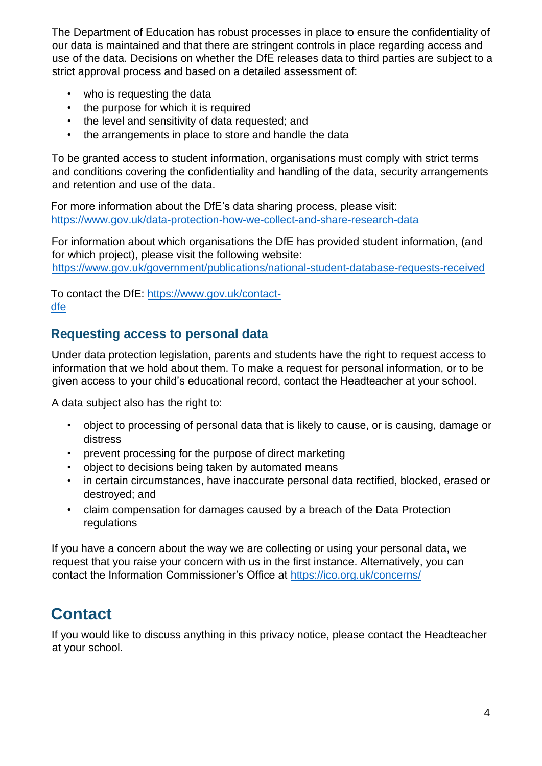The Department of Education has robust processes in place to ensure the confidentiality of our data is maintained and that there are stringent controls in place regarding access and use of the data. Decisions on whether the DfE releases data to third parties are subject to a strict approval process and based on a detailed assessment of:

- who is requesting the data
- the purpose for which it is required
- the level and sensitivity of data requested; and
- the arrangements in place to store and handle the data

To be granted access to student information, organisations must comply with strict terms and conditions covering the confidentiality and handling of the data, security arrangements and retention and use of the data.

For more information about the DfE's data sharing process, please visit: https://www.gov.uk/data-protection-how-we-collect-and-share-research-data

For information about which organisations the DfE has provided student information, (and for which project), please visit the following website: https://www.gov.uk/government/publications/national-student-database-requests-received

To contact the DfE: https://www.gov.uk/contact-dfe

### Requesting access to personal data

Under data protection legislation, parents and students have the right to request access to information that we hold about them. To make a request for personal information, or to be given access to your child's educational record, contact the Headteacher at your school.

A data subject also has the right to:

- object to processing of personal data that is likely to cause, or is causing, damage or distress
- prevent processing for the purpose of direct marketing
- object to decisions being taken by automated means
- in certain circumstances, have inaccurate personal data rectified, blocked, erased or destroyed; and
- claim compensation for damages caused by a breach of the Data Protection regulations

If you have a concern about the way we are collecting or using your personal data, we request that you raise your concern with us in the first instance. Alternatively, you can contact the Information Commissioner's Office at https://ico.org.uk/concerns/

## Contact

If you would like to discuss anything in this privacy notice, please contact the Headteacher at your school.